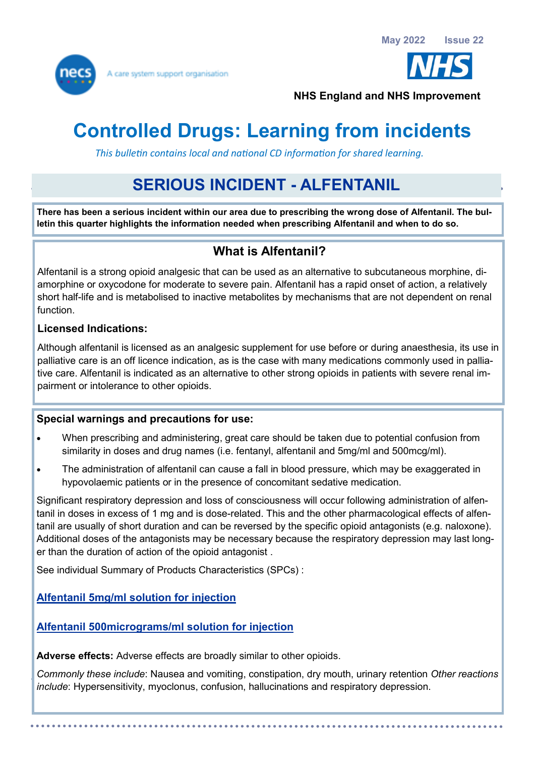May 2022 Issue 22

necs — A care system support organisation

NHS England and NHS Improvement

# Controlled Drugs: Learning from incidents

*This bulletin contains local and national CD information for shared learning.*

## SERIOUS INCIDENT - ALFENTANIL

**There has been a serious incident within our area due to prescribing the wrong dose of Alfentanil. The bulletin this quarter highlights the information needed when prescribing Alfentanil and when to do so.**

### What is Alfentanil?

Alfentanil is a strong opioid analgesic that can be used as an alternative to subcutaneous morphine, diamorphine or oxycodone for moderate to severe pain. Alfentanil has a rapid onset of action, a relatively short half-life and is metabolised to inactive metabolites by mechanisms that are not dependent on renal function.

**Licensed Indications:**

Although alfentanil is licensed as an analgesic supplement for use before or during anaesthesia, its use in palliative care is an off licence indication, as is the case with many medications commonly used in palliative care. Alfentanil is indicated as an alternative to other strong opioids in patients with severe renal impairment or intolerance to other opioids.

**Special warnings and precautions for use:**

- When prescribing and administering, great care should be taken due to potential confusion from similarity in doses and drug names (i.e. fentanyl, alfentanil and 5mg/ml and 500mcg/ml).
- The administration of alfentanil can cause a fall in blood pressure, which may be exaggerated in hypovolaemic patients or in the presence of concomitant sedative medication.

Significant respiratory depression and loss of consciousness will occur following administration of alfentanil in doses in excess of 1 mg and is dose-related. This and the other pharmacological effects of alfentanil are usually of short duration and can be reversed by the specific opioid antagonists (e.g. naloxone). Additional doses of the antagonists may be necessary because the respiratory depression may last longer than the duration of action of the opioid antagonist .

See individual Summary of Products Characteristics (SPCs) :

**Alfentanil 5mg/ml solution for injection**

**Alfentanil 500micrograms/ml solution for injection**

**Adverse effects:** Adverse effects are broadly similar to other opioids.

*Commonly these include*: Nausea and vomiting, constipation, dry mouth, urinary retention *Other reactions include*: Hypersensitivity, myoclonus, confusion, hallucinations and respiratory depression.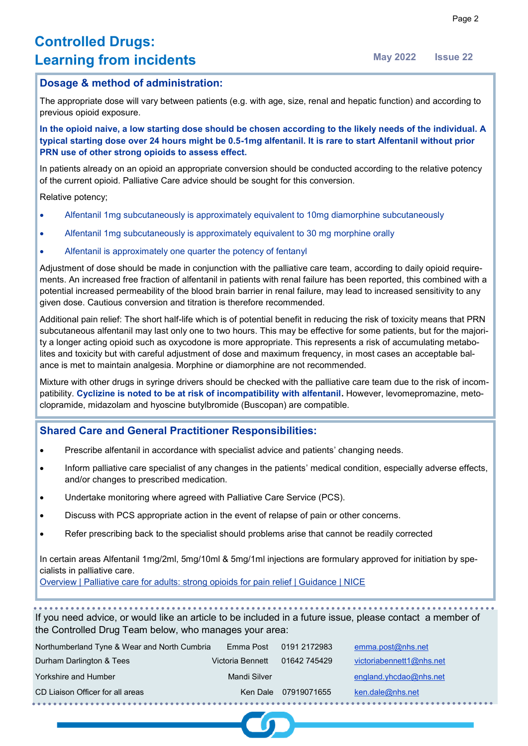# Controlled Drugs: Learning from incidents

May 2022 Issue 22

## Dosage & method of administration:

The appropriate dose will vary between patients (e.g. with age, size, renal and hepatic function) and according to previous opioid exposure.

**In the opioid naive, a low starting dose should be chosen according to the likely needs of the individual. A typical starting dose over 24 hours might be 0.5-1mg alfentanil. It is rare to start Alfentanil without prior PRN use of other strong opioids to assess effect.**

In patients already on an opioid an appropriate conversion should be conducted according to the relative potency of the current opioid. Palliative Care advice should be sought for this conversion.

Relative potency;

- Alfentanil 1mg subcutaneously is approximately equivalent to 10mg diamorphine subcutaneously
- Alfentanil 1mg subcutaneously is approximately equivalent to 30 mg morphine orally
- Alfentanil is approximately one quarter the potency of fentanyl

Adjustment of dose should be made in conjunction with the palliative care team, according to daily opioid requirements. An increased free fraction of alfentanil in patients with renal failure has been reported, this combined with a potential increased permeability of the blood brain barrier in renal failure, may lead to increased sensitivity to any given dose. Cautious conversion and titration is therefore recommended.

Additional pain relief: The short half-life which is of potential benefit in reducing the risk of toxicity means that PRN subcutaneous alfentanil may last only one to two hours. This may be effective for some patients, but for the majority a longer acting opioid such as oxycodone is more appropriate. This represents a risk of accumulating metabolites and toxicity but with careful adjustment of dose and maximum frequency, in most cases an acceptable balance is met to maintain analgesia. Morphine or diamorphine are not recommended.

Mixture with other drugs in syringe drivers should be checked with the palliative care team due to the risk of incompatibility. **Cyclizine is noted to be at risk of incompatibility with alfentanil.** However, levomepromazine, metoclopramide, midazolam and hyoscine butylbromide (Buscopan) are compatible.

## Shared Care and General Practitioner Responsibilities:

- Prescribe alfentanil in accordance with specialist advice and patients' changing needs.
- Inform palliative care specialist of any changes in the patients' medical condition, especially adverse effects, and/or changes to prescribed medication.
- Undertake monitoring where agreed with Palliative Care Service (PCS).
- Discuss with PCS appropriate action in the event of relapse of pain or other concerns.
- Refer prescribing back to the specialist should problems arise that cannot be readily corrected

In certain areas Alfentanil 1mg/2ml, 5mg/10ml & 5mg/1ml injections are formulary approved for initiation by specialists in palliative care.
[Overview | Palliative care for adults: strong opioids for pain relief | Guidance | NICE]

If you need advice, or would like an article to be included in a future issue, please contact a member of the Controlled Drug Team below, who manages your area:

| | | | |
|---|---|---|---|
| Northumberland Tyne & Wear and North Cumbria | Emma Post | 0191 2172983 | emma.post@nhs.net |
| Durham Darlington & Tees | Victoria Bennett | 01642 745429 | victoriabennett1@nhs.net |
| Yorkshire and Humber | Mandi Silver | | england.yhcdao@nhs.net |
| CD Liaison Officer for all areas | Ken Dale | 07919071655 | ken.dale@nhs.net |